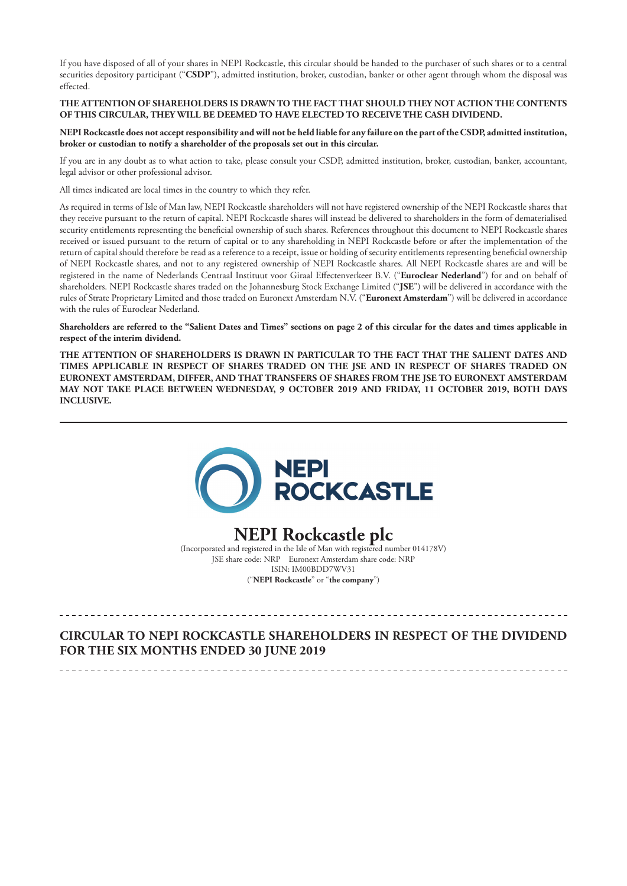If you have disposed of all of your shares in NEPI Rockcastle, this circular should be handed to the purchaser of such shares or to a central securities depository participant ("**CSDP**"), admitted institution, broker, custodian, banker or other agent through whom the disposal was effected.

**THE ATTENTION OF SHAREHOLDERS IS DRAWN TO THE FACT THAT SHOULD THEY NOT ACTION THE CONTENTS OF THIS CIRCULAR, THEY WILL BE DEEMED TO HAVE ELECTED TO RECEIVE THE CASH DIVIDEND.**

**NEPI Rockcastle does not accept responsibility and will not be held liable for any failure on the part of the CSDP, admitted institution, broker or custodian to notify a shareholder of the proposals set out in this circular.**

If you are in any doubt as to what action to take, please consult your CSDP, admitted institution, broker, custodian, banker, accountant, legal advisor or other professional advisor.

All times indicated are local times in the country to which they refer.

As required in terms of Isle of Man law, NEPI Rockcastle shareholders will not have registered ownership of the NEPI Rockcastle shares that they receive pursuant to the return of capital. NEPI Rockcastle shares will instead be delivered to shareholders in the form of dematerialised security entitlements representing the beneficial ownership of such shares. References throughout this document to NEPI Rockcastle shares received or issued pursuant to the return of capital or to any shareholding in NEPI Rockcastle before or after the implementation of the return of capital should therefore be read as a reference to a receipt, issue or holding of security entitlements representing beneficial ownership of NEPI Rockcastle shares, and not to any registered ownership of NEPI Rockcastle shares. All NEPI Rockcastle shares are and will be registered in the name of Nederlands Centraal Instituut voor Giraal Effectenverkeer B.V. ("**Euroclear Nederland**") for and on behalf of shareholders. NEPI Rockcastle shares traded on the Johannesburg Stock Exchange Limited ("**JSE**") will be delivered in accordance with the rules of Strate Proprietary Limited and those traded on Euronext Amsterdam N.V. ("**Euronext Amsterdam**") will be delivered in accordance with the rules of Euroclear Nederland.

**Shareholders are referred to the "Salient Dates and Times" sections on page 2 of this circular for the dates and times applicable in respect of the interim dividend.**

**THE ATTENTION OF SHAREHOLDERS IS DRAWN IN PARTICULAR TO THE FACT THAT THE SALIENT DATES AND TIMES APPLICABLE IN RESPECT OF SHARES TRADED ON THE JSE AND IN RESPECT OF SHARES TRADED ON EURONEXT AMSTERDAM, DIFFER, AND THAT TRANSFERS OF SHARES FROM THE JSE TO EURONEXT AMSTERDAM MAY NOT TAKE PLACE BETWEEN WEDNESDAY, 9 OCTOBER 2019 AND FRIDAY, 11 OCTOBER 2019, BOTH DAYS INCLUSIVE.**

---

NEPI ROCKCASTLE

# NEPI Rockcastle plc

(Incorporated and registered in the Isle of Man with registered number 014178V)
JSE share code: NRP Euronext Amsterdam share code: NRP
ISIN: IM00BDD7WV31
("**NEPI Rockcastle**" or "**the company**")

---

## CIRCULAR TO NEPI ROCKCASTLE SHAREHOLDERS IN RESPECT OF THE DIVIDEND FOR THE SIX MONTHS ENDED 30 JUNE 2019

---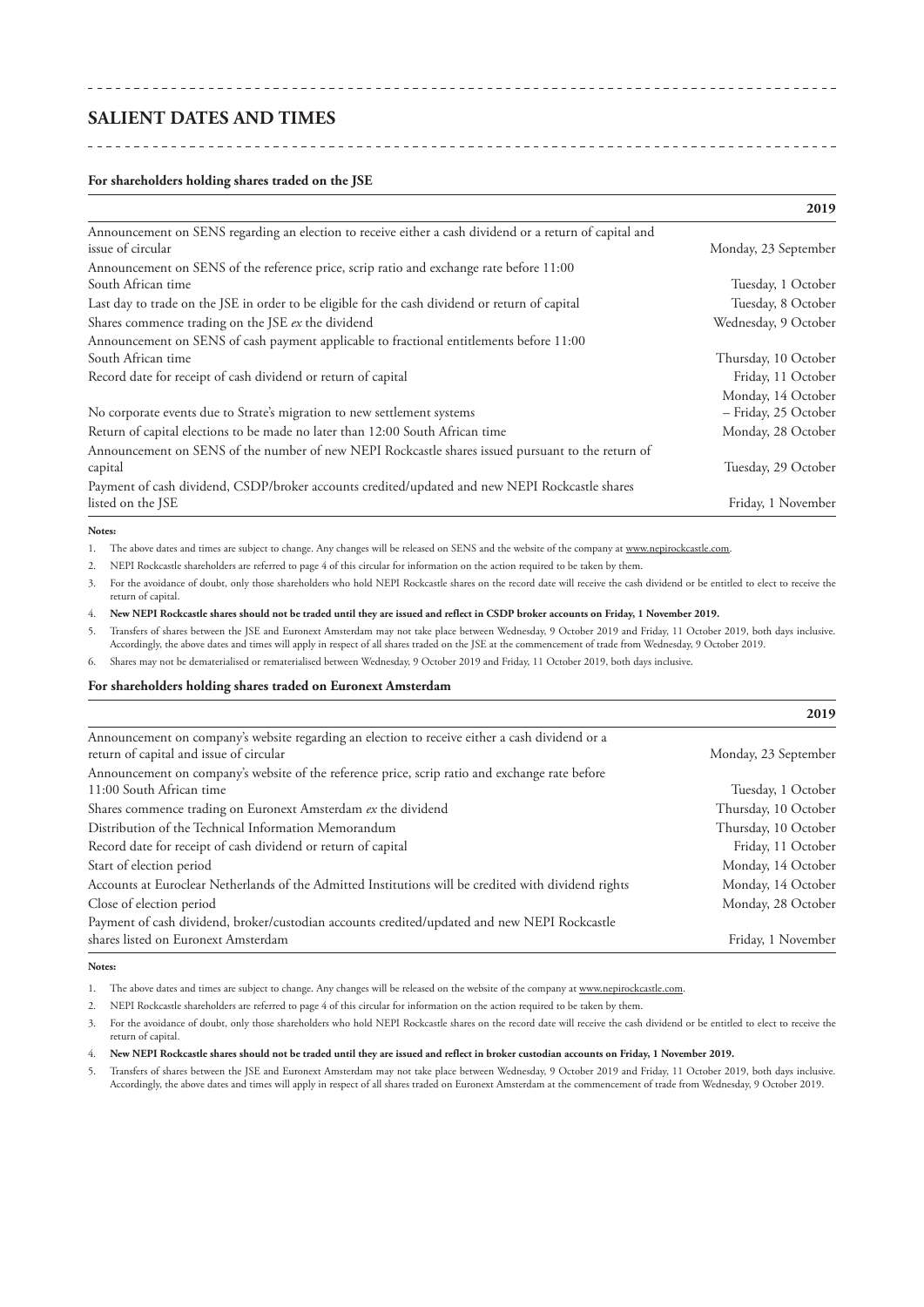# SALIENT DATES AND TIMES

**For shareholders holding shares traded on the JSE**

| | **2019** |
|---|---|
| Announcement on SENS regarding an election to receive either a cash dividend or a return of capital and issue of circular | Monday, 23 September |
| Announcement on SENS of the reference price, scrip ratio and exchange rate before 11:00 South African time | Tuesday, 1 October |
| Last day to trade on the JSE in order to be eligible for the cash dividend or return of capital | Tuesday, 8 October |
| Shares commence trading on the JSE *ex* the dividend | Wednesday, 9 October |
| Announcement on SENS of cash payment applicable to fractional entitlements before 11:00 South African time | Thursday, 10 October |
| Record date for receipt of cash dividend or return of capital | Friday, 11 October |
| No corporate events due to Strate's migration to new settlement systems | Monday, 14 October – Friday, 25 October |
| Return of capital elections to be made no later than 12:00 South African time | Monday, 28 October |
| Announcement on SENS of the number of new NEPI Rockcastle shares issued pursuant to the return of capital | Tuesday, 29 October |
| Payment of cash dividend, CSDP/broker accounts credited/updated and new NEPI Rockcastle shares listed on the JSE | Friday, 1 November |

**Notes:**

1. The above dates and times are subject to change. Any changes will be released on SENS and the website of the company at www.nepirockcastle.com.
2. NEPI Rockcastle shareholders are referred to page 4 of this circular for information on the action required to be taken by them.
3. For the avoidance of doubt, only those shareholders who hold NEPI Rockcastle shares on the record date will receive the cash dividend or be entitled to elect to receive the return of capital.
4. **New NEPI Rockcastle shares should not be traded until they are issued and reflect in CSDP broker accounts on Friday, 1 November 2019.**
5. Transfers of shares between the JSE and Euronext Amsterdam may not take place between Wednesday, 9 October 2019 and Friday, 11 October 2019, both days inclusive. Accordingly, the above dates and times will apply in respect of all shares traded on the JSE at the commencement of trade from Wednesday, 9 October 2019.
6. Shares may not be dematerialised or rematerialised between Wednesday, 9 October 2019 and Friday, 11 October 2019, both days inclusive.

**For shareholders holding shares traded on Euronext Amsterdam**

| | **2019** |
|---|---|
| Announcement on company's website regarding an election to receive either a cash dividend or a return of capital and issue of circular | Monday, 23 September |
| Announcement on company's website of the reference price, scrip ratio and exchange rate before 11:00 South African time | Tuesday, 1 October |
| Shares commence trading on Euronext Amsterdam *ex* the dividend | Thursday, 10 October |
| Distribution of the Technical Information Memorandum | Thursday, 10 October |
| Record date for receipt of cash dividend or return of capital | Friday, 11 October |
| Start of election period | Monday, 14 October |
| Accounts at Euroclear Netherlands of the Admitted Institutions will be credited with dividend rights | Monday, 14 October |
| Close of election period | Monday, 28 October |
| Payment of cash dividend, broker/custodian accounts credited/updated and new NEPI Rockcastle shares listed on Euronext Amsterdam | Friday, 1 November |

**Notes:**

1. The above dates and times are subject to change. Any changes will be released on the website of the company at www.nepirockcastle.com.
2. NEPI Rockcastle shareholders are referred to page 4 of this circular for information on the action required to be taken by them.
3. For the avoidance of doubt, only those shareholders who hold NEPI Rockcastle shares on the record date will receive the cash dividend or be entitled to elect to receive the return of capital.
4. **New NEPI Rockcastle shares should not be traded until they are issued and reflect in broker custodian accounts on Friday, 1 November 2019.**
5. Transfers of shares between the JSE and Euronext Amsterdam may not take place between Wednesday, 9 October 2019 and Friday, 11 October 2019, both days inclusive. Accordingly, the above dates and times will apply in respect of all shares traded on Euronext Amsterdam at the commencement of trade from Wednesday, 9 October 2019.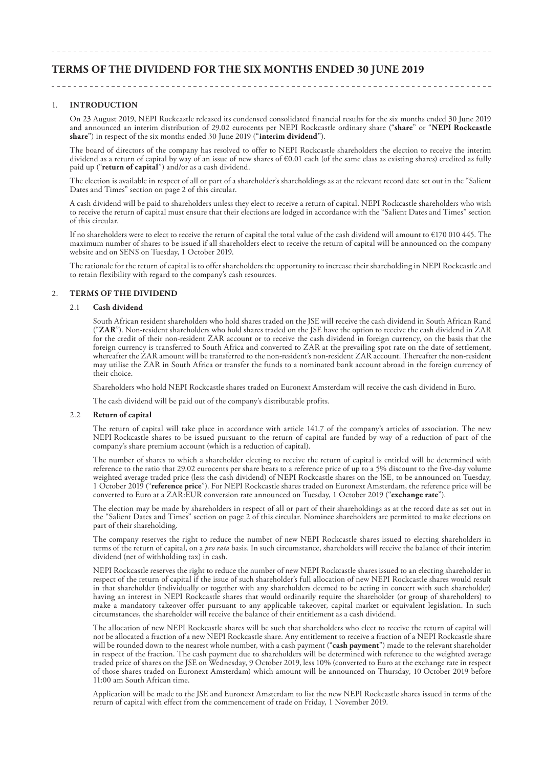# TERMS OF THE DIVIDEND FOR THE SIX MONTHS ENDED 30 JUNE 2019

## 1. INTRODUCTION

On 23 August 2019, NEPI Rockcastle released its condensed consolidated financial results for the six months ended 30 June 2019 and announced an interim distribution of 29.02 eurocents per NEPI Rockcastle ordinary share ("**share**" or "**NEPI Rockcastle share**") in respect of the six months ended 30 June 2019 ("**interim dividend**").

The board of directors of the company has resolved to offer to NEPI Rockcastle shareholders the election to receive the interim dividend as a return of capital by way of an issue of new shares of €0.01 each (of the same class as existing shares) credited as fully paid up ("**return of capital**") and/or as a cash dividend.

The election is available in respect of all or part of a shareholder's shareholdings as at the relevant record date set out in the "Salient Dates and Times" section on page 2 of this circular.

A cash dividend will be paid to shareholders unless they elect to receive a return of capital. NEPI Rockcastle shareholders who wish to receive the return of capital must ensure that their elections are lodged in accordance with the "Salient Dates and Times" section of this circular.

If no shareholders were to elect to receive the return of capital the total value of the cash dividend will amount to €170 010 445. The maximum number of shares to be issued if all shareholders elect to receive the return of capital will be announced on the company website and on SENS on Tuesday, 1 October 2019.

The rationale for the return of capital is to offer shareholders the opportunity to increase their shareholding in NEPI Rockcastle and to retain flexibility with regard to the company's cash resources.

## 2. TERMS OF THE DIVIDEND

### 2.1 Cash dividend

South African resident shareholders who hold shares traded on the JSE will receive the cash dividend in South African Rand ("**ZAR**"). Non-resident shareholders who hold shares traded on the JSE have the option to receive the cash dividend in ZAR for the credit of their non-resident ZAR account or to receive the cash dividend in foreign currency, on the basis that the foreign currency is transferred to South Africa and converted to ZAR at the prevailing spot rate on the date of settlement, whereafter the ZAR amount will be transferred to the non-resident's non-resident ZAR account. Thereafter the non-resident may utilise the ZAR in South Africa or transfer the funds to a nominated bank account abroad in the foreign currency of their choice.

Shareholders who hold NEPI Rockcastle shares traded on Euronext Amsterdam will receive the cash dividend in Euro.

The cash dividend will be paid out of the company's distributable profits.

### 2.2 Return of capital

The return of capital will take place in accordance with article 141.7 of the company's articles of association. The new NEPI Rockcastle shares to be issued pursuant to the return of capital are funded by way of a reduction of part of the company's share premium account (which is a reduction of capital).

The number of shares to which a shareholder electing to receive the return of capital is entitled will be determined with reference to the ratio that 29.02 eurocents per share bears to a reference price of up to a 5% discount to the five-day volume weighted average traded price (less the cash dividend) of NEPI Rockcastle shares on the JSE, to be announced on Tuesday, 1 October 2019 ("**reference price**"). For NEPI Rockcastle shares traded on Euronext Amsterdam, the reference price will be converted to Euro at a ZAR:EUR conversion rate announced on Tuesday, 1 October 2019 ("**exchange rate**").

The election may be made by shareholders in respect of all or part of their shareholdings as at the record date as set out in the "Salient Dates and Times" section on page 2 of this circular. Nominee shareholders are permitted to make elections on part of their shareholding.

The company reserves the right to reduce the number of new NEPI Rockcastle shares issued to electing shareholders in terms of the return of capital, on a *pro rata* basis. In such circumstance, shareholders will receive the balance of their interim dividend (net of withholding tax) in cash.

NEPI Rockcastle reserves the right to reduce the number of new NEPI Rockcastle shares issued to an electing shareholder in respect of the return of capital if the issue of such shareholder's full allocation of new NEPI Rockcastle shares would result in that shareholder (individually or together with any shareholders deemed to be acting in concert with such shareholder) having an interest in NEPI Rockcastle shares that would ordinarily require the shareholder (or group of shareholders) to make a mandatory takeover offer pursuant to any applicable takeover, capital market or equivalent legislation. In such circumstances, the shareholder will receive the balance of their entitlement as a cash dividend.

The allocation of new NEPI Rockcastle shares will be such that shareholders who elect to receive the return of capital will not be allocated a fraction of a new NEPI Rockcastle share. Any entitlement to receive a fraction of a NEPI Rockcastle share will be rounded down to the nearest whole number, with a cash payment ("**cash payment**") made to the relevant shareholder in respect of the fraction. The cash payment due to shareholders will be determined with reference to the weighted average traded price of shares on the JSE on Wednesday, 9 October 2019, less 10% (converted to Euro at the exchange rate in respect of those shares traded on Euronext Amsterdam) which amount will be announced on Thursday, 10 October 2019 before 11:00 am South African time.

Application will be made to the JSE and Euronext Amsterdam to list the new NEPI Rockcastle shares issued in terms of the return of capital with effect from the commencement of trade on Friday, 1 November 2019.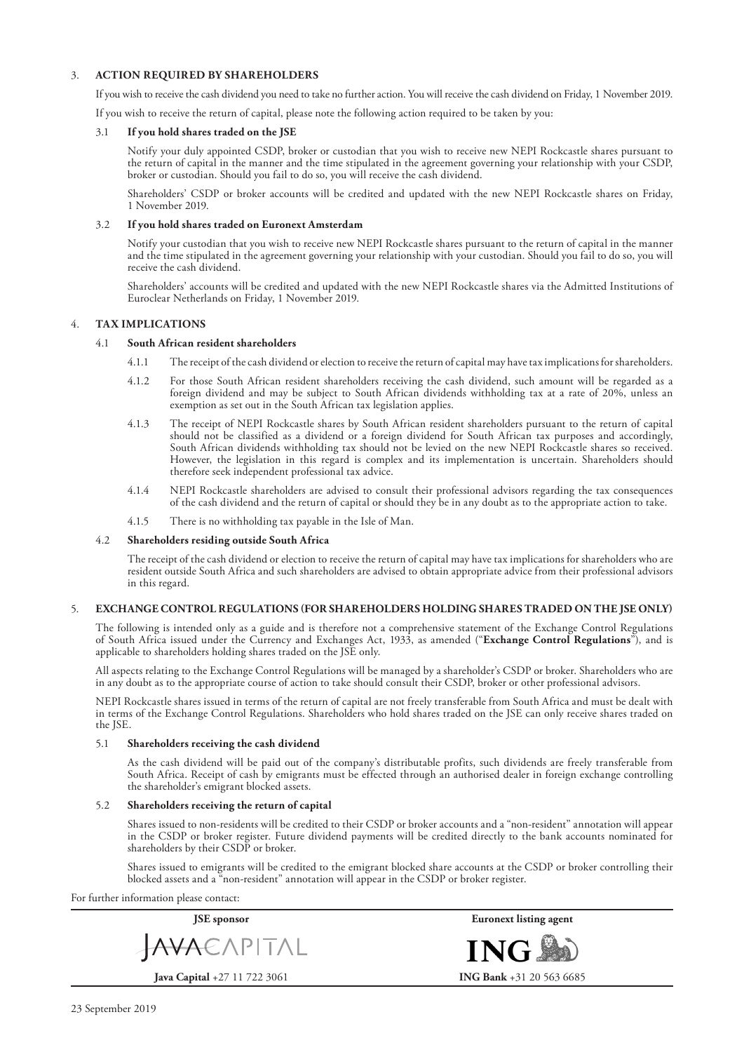## 3. ACTION REQUIRED BY SHAREHOLDERS

If you wish to receive the cash dividend you need to take no further action. You will receive the cash dividend on Friday, 1 November 2019.

If you wish to receive the return of capital, please note the following action required to be taken by you:

### 3.1 If you hold shares traded on the JSE

Notify your duly appointed CSDP, broker or custodian that you wish to receive new NEPI Rockcastle shares pursuant to the return of capital in the manner and the time stipulated in the agreement governing your relationship with your CSDP, broker or custodian. Should you fail to do so, you will receive the cash dividend.

Shareholders' CSDP or broker accounts will be credited and updated with the new NEPI Rockcastle shares on Friday, 1 November 2019.

### 3.2 If you hold shares traded on Euronext Amsterdam

Notify your custodian that you wish to receive new NEPI Rockcastle shares pursuant to the return of capital in the manner and the time stipulated in the agreement governing your relationship with your custodian. Should you fail to do so, you will receive the cash dividend.

Shareholders' accounts will be credited and updated with the new NEPI Rockcastle shares via the Admitted Institutions of Euroclear Netherlands on Friday, 1 November 2019.

## 4. TAX IMPLICATIONS

### 4.1 South African resident shareholders

4.1.1 The receipt of the cash dividend or election to receive the return of capital may have tax implications for shareholders.

4.1.2 For those South African resident shareholders receiving the cash dividend, such amount will be regarded as a foreign dividend and may be subject to South African dividends withholding tax at a rate of 20%, unless an exemption as set out in the South African tax legislation applies.

4.1.3 The receipt of NEPI Rockcastle shares by South African resident shareholders pursuant to the return of capital should not be classified as a dividend or a foreign dividend for South African tax purposes and accordingly, South African dividends withholding tax should not be levied on the new NEPI Rockcastle shares so received. However, the legislation in this regard is complex and its implementation is uncertain. Shareholders should therefore seek independent professional tax advice.

4.1.4 NEPI Rockcastle shareholders are advised to consult their professional advisors regarding the tax consequences of the cash dividend and the return of capital or should they be in any doubt as to the appropriate action to take.

4.1.5 There is no withholding tax payable in the Isle of Man.

### 4.2 Shareholders residing outside South Africa

The receipt of the cash dividend or election to receive the return of capital may have tax implications for shareholders who are resident outside South Africa and such shareholders are advised to obtain appropriate advice from their professional advisors in this regard.

## 5. EXCHANGE CONTROL REGULATIONS (FOR SHAREHOLDERS HOLDING SHARES TRADED ON THE JSE ONLY)

The following is intended only as a guide and is therefore not a comprehensive statement of the Exchange Control Regulations of South Africa issued under the Currency and Exchanges Act, 1933, as amended ("**Exchange Control Regulations**"), and is applicable to shareholders holding shares traded on the JSE only.

All aspects relating to the Exchange Control Regulations will be managed by a shareholder's CSDP or broker. Shareholders who are in any doubt as to the appropriate course of action to take should consult their CSDP, broker or other professional advisors.

NEPI Rockcastle shares issued in terms of the return of capital are not freely transferable from South Africa and must be dealt with in terms of the Exchange Control Regulations. Shareholders who hold shares traded on the JSE can only receive shares traded on the JSE.

### 5.1 Shareholders receiving the cash dividend

As the cash dividend will be paid out of the company's distributable profits, such dividends are freely transferable from South Africa. Receipt of cash by emigrants must be effected through an authorised dealer in foreign exchange controlling the shareholder's emigrant blocked assets.

### 5.2 Shareholders receiving the return of capital

Shares issued to non-residents will be credited to their CSDP or broker accounts and a "non-resident" annotation will appear in the CSDP or broker register. Future dividend payments will be credited directly to the bank accounts nominated for shareholders by their CSDP or broker.

Shares issued to emigrants will be credited to the emigrant blocked share accounts at the CSDP or broker controlling their blocked assets and a "non-resident" annotation will appear in the CSDP or broker register.

For further information please contact:

| JSE sponsor | Euronext listing agent |
|---|---|
| JAVACAPITAL | ING |
| **Java Capital** +27 11 722 3061 | **ING Bank** +31 20 563 6685 |

23 September 2019